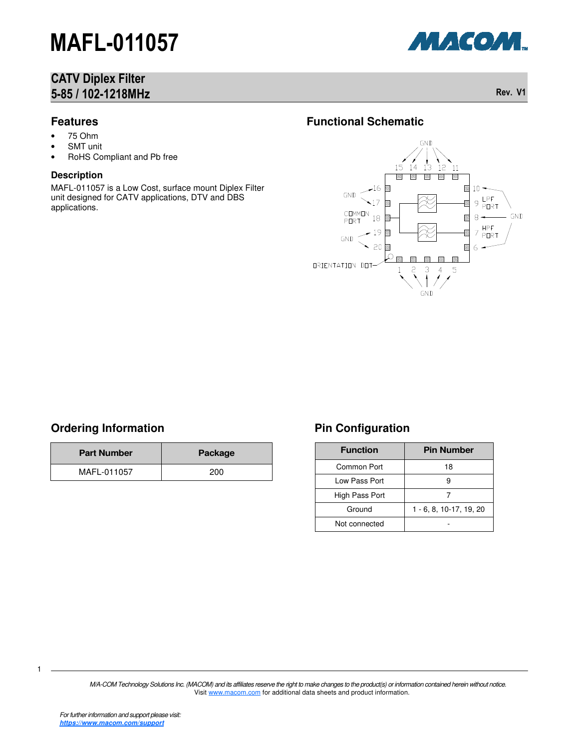# MAFL-011057

## CATV Diplex Filter
## 5-85 / 102-1218MHz

Rev. V1

## Features

- 75 Ohm
- SMT unit
- RoHS Compliant and Pb free

## Description

MAFL-011057 is a Low Cost, surface mount Diplex Filter unit designed for CATV applications, DTV and DBS applications.

## Functional Schematic

## Ordering Information

| Part Number | Package |
|---|---|
| MAFL-011057 | 200 |

## Pin Configuration

| Function | Pin Number |
|---|---|
| Common Port | 18 |
| Low Pass Port | 9 |
| High Pass Port | 7 |
| Ground | 1 - 6, 8, 10-17, 19, 20 |
| Not connected | - |

*M/A-COM Technology Solutions Inc. (MACOM) and its affiliates reserve the right to make changes to the product(s) or information contained herein without notice.*
Visit www.macom.com for additional data sheets and product information.

*For further information and support please visit:*
***https://www.macom.com/support***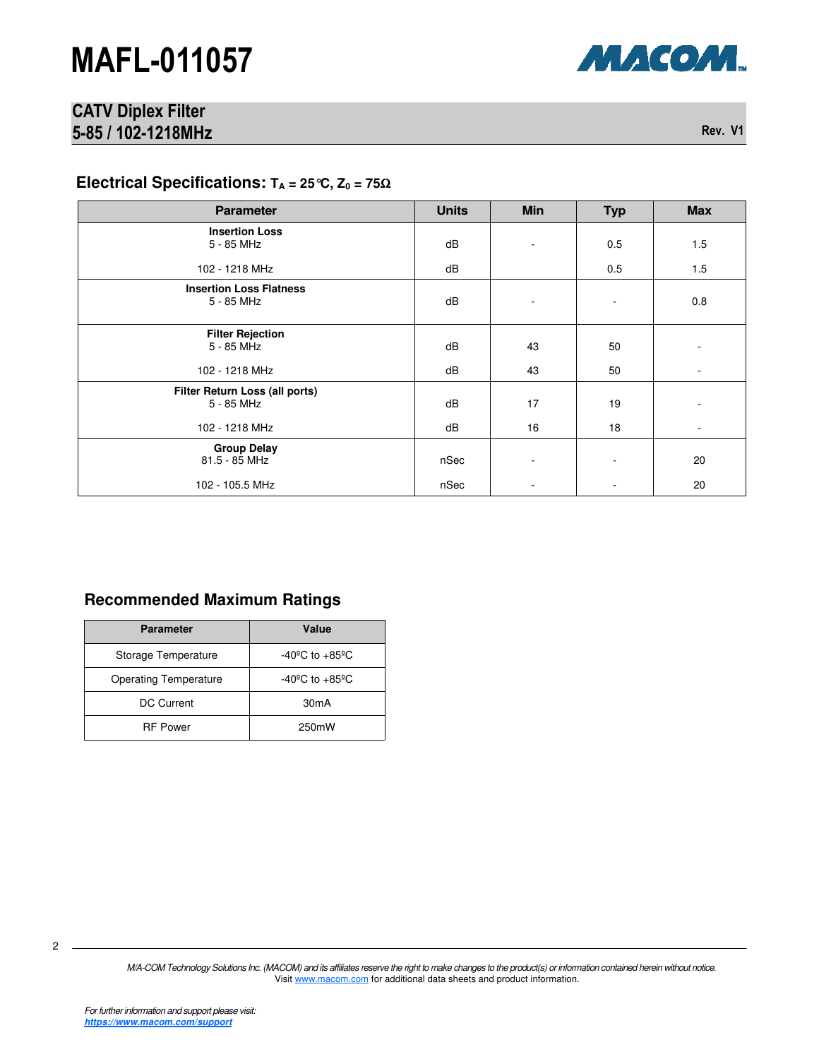# MAFL-011057

## CATV Diplex Filter
## 5-85 / 102-1218MHz

Rev. V1

### Electrical Specifications: $T_A = 25°C$, $Z_0 = 75\Omega$

| Parameter | Units | Min | Typ | Max |
|---|---|---|---|---|
| **Insertion Loss** | | | | |
| 5 - 85 MHz | dB | - | 0.5 | 1.5 |
| 102 - 1218 MHz | dB | | 0.5 | 1.5 |
| **Insertion Loss Flatness** | | | | |
| 5 - 85 MHz | dB | - | - | 0.8 |
| **Filter Rejection** | | | | |
| 5 - 85 MHz | dB | 43 | 50 | - |
| 102 - 1218 MHz | dB | 43 | 50 | - |
| **Filter Return Loss (all ports)** | | | | |
| 5 - 85 MHz | dB | 17 | 19 | - |
| 102 - 1218 MHz | dB | 16 | 18 | - |
| **Group Delay** | | | | |
| 81.5 - 85 MHz | nSec | - | - | 20 |
| 102 - 105.5 MHz | nSec | - | - | 20 |

### Recommended Maximum Ratings

| Parameter | Value |
|---|---|
| Storage Temperature | -40ºC to +85ºC |
| Operating Temperature | -40ºC to +85ºC |
| DC Current | 30mA |
| RF Power | 250mW |

*M/A-COM Technology Solutions Inc. (MACOM) and its affiliates reserve the right to make changes to the product(s) or information contained herein without notice.*
Visit www.macom.com for additional data sheets and product information.

*For further information and support please visit:*
***https://www.macom.com/support***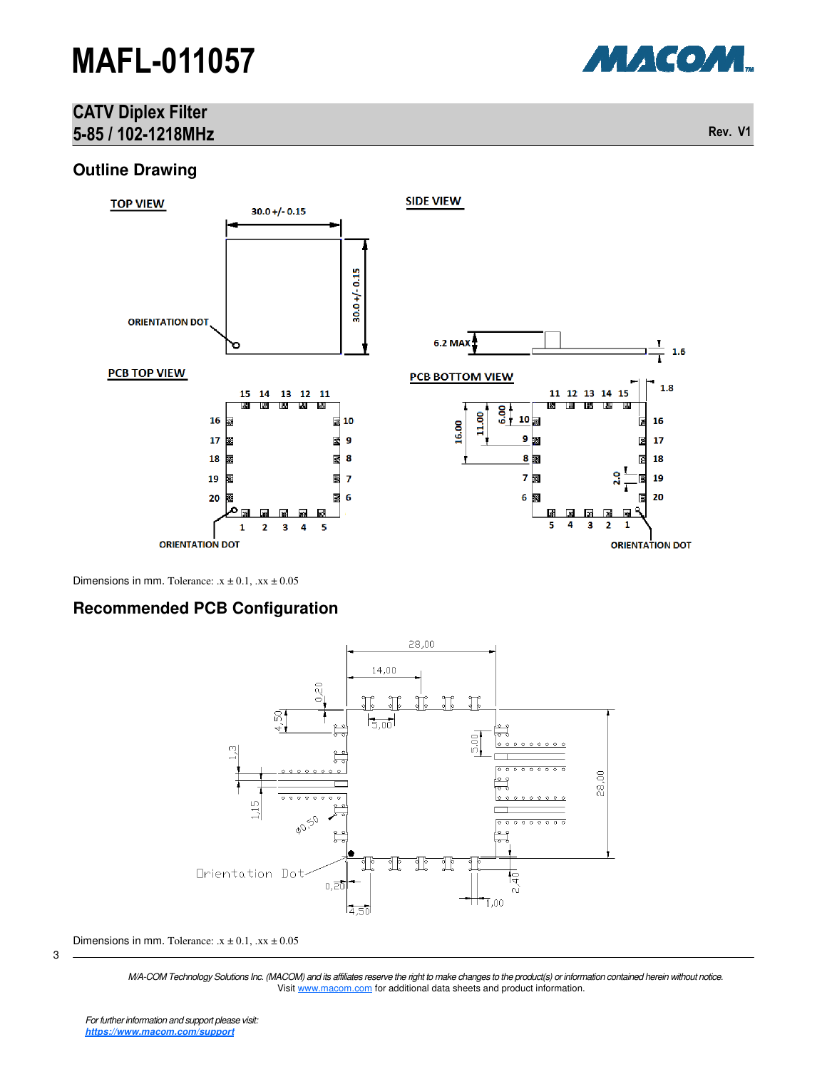# MAFL-011057

## CATV Diplex Filter
## 5-85 / 102-1218MHz

Rev. V1

## Outline Drawing

TOP VIEW

30.0 +/- 0.15

30.0 +/- 0.15

ORIENTATION DOT

SIDE VIEW

6.2 MAX

1.6

PCB TOP VIEW

15 14 13 12 11

16 10

17 9

18 8

19 7

20 6

1 2 3 4 5

ORIENTATION DOT

PCB BOTTOM VIEW

11 12 13 14 15

1.8

16.00 11.00 6.00

10 16

9 17

8 18

7 19

6 20

2.0

5 4 3 2 1

ORIENTATION DOT

Dimensions in mm. Tolerance: .x ± 0.1, .xx ± 0.05

## Recommended PCB Configuration

28,00

14,00

0,20

4,50

5,00

5,00

1,3

1,15

Ø0,50

28,00

Orientation Dot

0,20

4,50

1,00

2,40

Dimensions in mm. Tolerance: .x ± 0.1, .xx ± 0.05

*M/A-COM Technology Solutions Inc. (MACOM) and its affiliates reserve the right to make changes to the product(s) or information contained herein without notice.*
Visit www.macom.com for additional data sheets and product information.

*For further information and support please visit:*
***https://www.macom.com/support***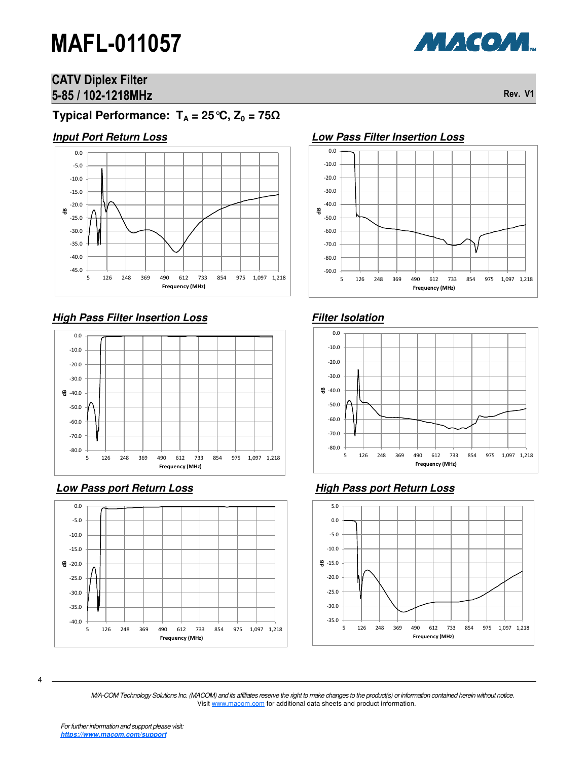# MAFL-011057

## CATV Diplex Filter
## 5-85 / 102-1218MHz

Rev. V1

### Typical Performance: $T_A = 25°C$, $Z_0 = 75\Omega$

#### Input Port Return Loss

Y-axis: dB (0.0 to -45.0); X-axis: Frequency (MHz): 5, 126, 248, 369, 490, 612, 733, 854, 975, 1,097, 1,218

#### Low Pass Filter Insertion Loss

Y-axis: dB (0.0 to -90.0); X-axis: Frequency (MHz): 5, 126, 248, 369, 490, 612, 733, 854, 975, 1,097, 1,218

#### High Pass Filter Insertion Loss

Y-axis: dB (0.0 to -80.0); X-axis: Frequency (MHz): 5, 126, 248, 369, 490, 612, 733, 854, 975, 1,097, 1,218

#### Filter Isolation

Y-axis: dB (0.0 to -80.0); X-axis: Frequency (MHz): 5, 126, 248, 369, 490, 612, 733, 854, 975, 1,097, 1,218

#### Low Pass port Return Loss

Y-axis: dB (0.0 to -40.0); X-axis: Frequency (MHz): 5, 126, 248, 369, 490, 612, 733, 854, 975, 1,097, 1,218

#### High Pass port Return Loss

Y-axis: dB (5.0 to -35.0); X-axis: Frequency (MHz): 5, 126, 248, 369, 490, 612, 733, 854, 975, 1,097, 1,218

*M/A-COM Technology Solutions Inc. (MACOM) and its affiliates reserve the right to make changes to the product(s) or information contained herein without notice.*
Visit www.macom.com for additional data sheets and product information.

*For further information and support please visit:*
***https://www.macom.com/support***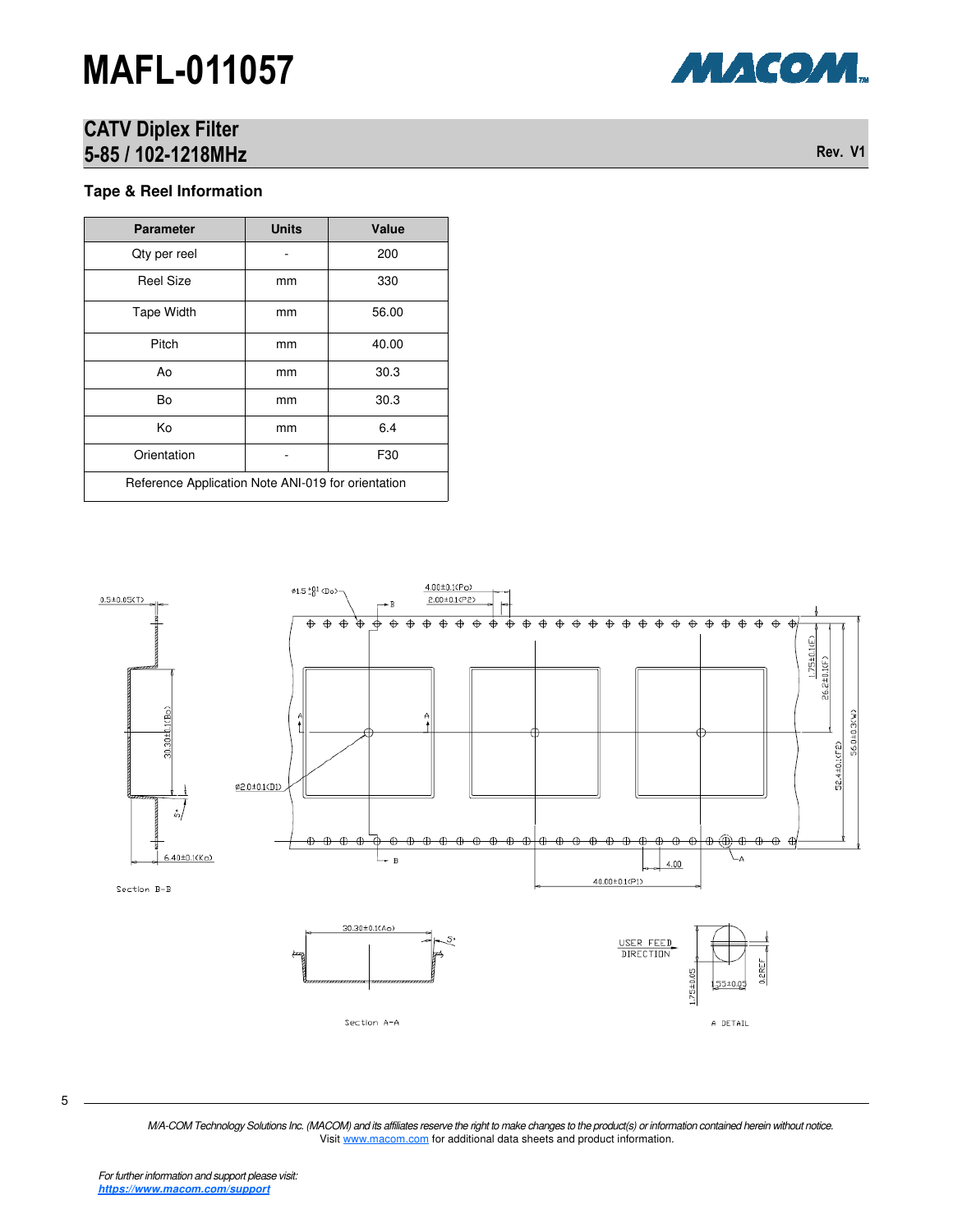# MAFL-011057

## CATV Diplex Filter
## 5-85 / 102-1218MHz

Rev. V1

### Tape & Reel Information

| Parameter | Units | Value |
|---|---|---|
| Qty per reel | - | 200 |
| Reel Size | mm | 330 |
| Tape Width | mm | 56.00 |
| Pitch | mm | 40.00 |
| Ao | mm | 30.3 |
| Bo | mm | 30.3 |
| Ko | mm | 6.4 |
| Orientation | - | F30 |
| Reference Application Note ANI-019 for orientation | | |

*M/A-COM Technology Solutions Inc. (MACOM) and its affiliates reserve the right to make changes to the product(s) or information contained herein without notice.*
Visit www.macom.com for additional data sheets and product information.

*For further information and support please visit:*
***https://www.macom.com/support***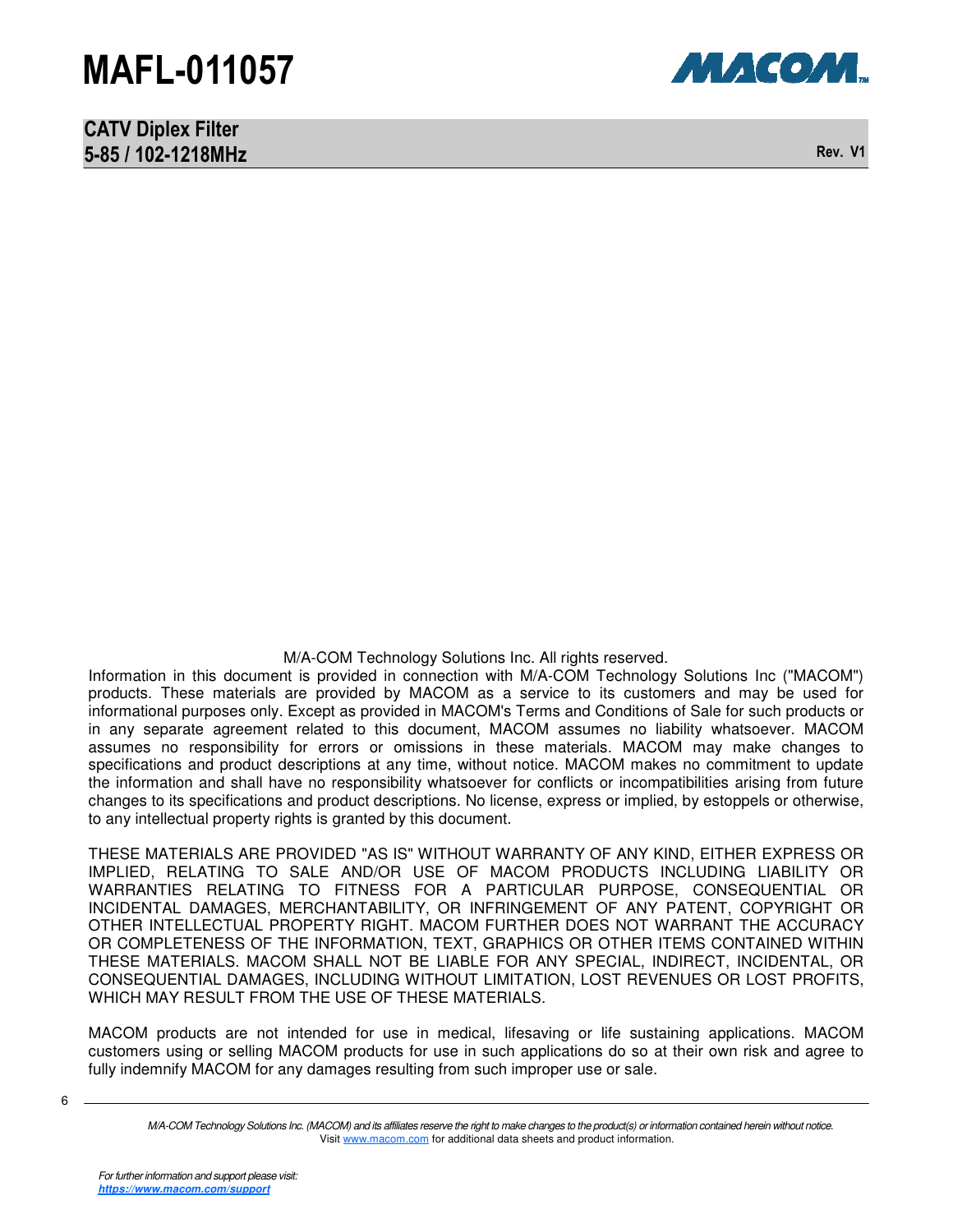M/A-COM Technology Solutions Inc. All rights reserved.

Information in this document is provided in connection with M/A-COM Technology Solutions Inc ("MACOM") products. These materials are provided by MACOM as a service to its customers and may be used for informational purposes only. Except as provided in MACOM's Terms and Conditions of Sale for such products or in any separate agreement related to this document, MACOM assumes no liability whatsoever. MACOM assumes no responsibility for errors or omissions in these materials. MACOM may make changes to specifications and product descriptions at any time, without notice. MACOM makes no commitment to update the information and shall have no responsibility whatsoever for conflicts or incompatibilities arising from future changes to its specifications and product descriptions. No license, express or implied, by estoppels or otherwise, to any intellectual property rights is granted by this document.

THESE MATERIALS ARE PROVIDED "AS IS" WITHOUT WARRANTY OF ANY KIND, EITHER EXPRESS OR IMPLIED, RELATING TO SALE AND/OR USE OF MACOM PRODUCTS INCLUDING LIABILITY OR WARRANTIES RELATING TO FITNESS FOR A PARTICULAR PURPOSE, CONSEQUENTIAL OR INCIDENTAL DAMAGES, MERCHANTABILITY, OR INFRINGEMENT OF ANY PATENT, COPYRIGHT OR OTHER INTELLECTUAL PROPERTY RIGHT. MACOM FURTHER DOES NOT WARRANT THE ACCURACY OR COMPLETENESS OF THE INFORMATION, TEXT, GRAPHICS OR OTHER ITEMS CONTAINED WITHIN THESE MATERIALS. MACOM SHALL NOT BE LIABLE FOR ANY SPECIAL, INDIRECT, INCIDENTAL, OR CONSEQUENTIAL DAMAGES, INCLUDING WITHOUT LIMITATION, LOST REVENUES OR LOST PROFITS, WHICH MAY RESULT FROM THE USE OF THESE MATERIALS.

MACOM products are not intended for use in medical, lifesaving or life sustaining applications. MACOM customers using or selling MACOM products for use in such applications do so at their own risk and agree to fully indemnify MACOM for any damages resulting from such improper use or sale.